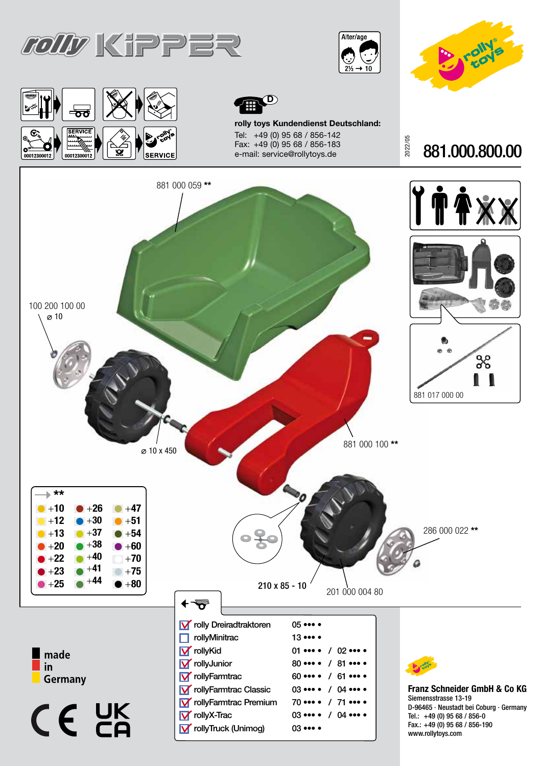# rolly KiPPER

Alter/age 2½ → 10

rolly toys

00012300012 00012300012 SERVICE

**rolly toys Kundendienst Deutschland:**
Tel: +49 (0) 95 68 / 856-142
Fax: +49 (0) 95 68 / 856-183
e-mail: service@rollytoys.de

2022/05

**881.000.800.00**

881 000 059 **

100 200 100 00
⌀ 10

⌀ 10 x 450

881 000 100 **

881 017 000 00

286 000 022 **

210 x 85 - 10

201 000 004 80

**

| | | |
|---|---|---|
| +10 | +26 | +47 |
| +12 | +30 | +51 |
| +13 | +37 | +54 |
| +20 | +38 | +60 |
| +22 | +40 | +70 |
| +23 | +41 | +75 |
| +25 | +44 | +80 |

| | | |
|---|---|---|
| ☑ rolly Dreiradtraktoren | 05 ••• • | |
| ☐ rollyMinitrac | 13 ••• • | |
| ☑ rollyKid | 01 ••• • | 02 ••• • |
| ☑ rollyJunior | 80 ••• • | 81 ••• • |
| ☑ rollyFarmtrac | 60 ••• • | 61 ••• • |
| ☑ rollyFarmtrac Classic | 03 ••• • | 04 ••• • |
| ☑ rollyFarmtrac Premium | 70 ••• • | 71 ••• • |
| ☑ rollyX-Trac | 03 ••• • | 04 ••• • |
| ☑ rollyTruck (Unimog) | 03 ••• • | |

made in Germany

CE UKCA

**Franz Schneider GmbH & Co KG**
Siemensstrasse 13-19
D-96465 · Neustadt bei Coburg · Germany
Tel.: +49 (0) 95 68 / 856-0
Fax.: +49 (0) 95 68 / 856-190
www.rollytoys.com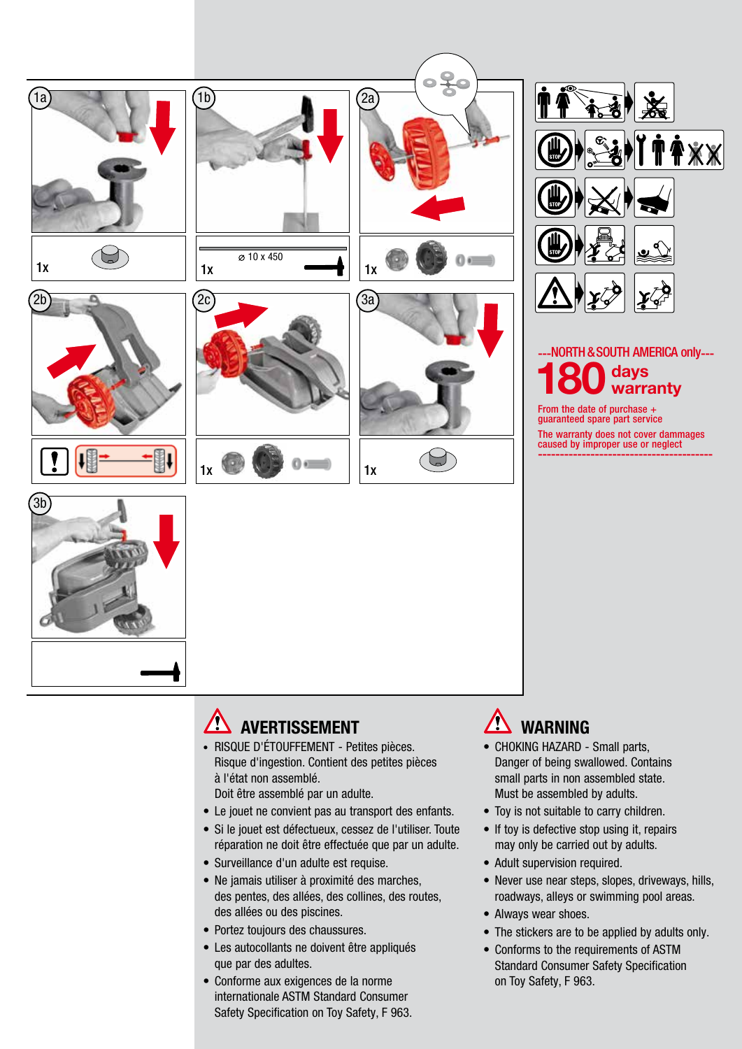1a

1x

1b

⌀ 10 x 450

1x

2a

1x

2b

2c

1x

3a

1x

3b

---NORTH & SOUTH AMERICA only---

**180 days warranty**

From the date of purchase + guaranteed spare part service

The warranty does not cover dammages caused by improper use or neglect

## AVERTISSEMENT

- RISQUE D'ÉTOUFFEMENT - Petites pièces. Risque d'ingestion. Contient des petites pièces à l'état non assemblé. Doit être assemblé par un adulte.
- Le jouet ne convient pas au transport des enfants.
- Si le jouet est défectueux, cessez de l'utiliser. Toute réparation ne doit être effectuée que par un adulte.
- Surveillance d'un adulte est requise.
- Ne jamais utiliser à proximité des marches, des pentes, des allées, des collines, des routes, des allées ou des piscines.
- Portez toujours des chaussures.
- Les autocollants ne doivent être appliqués que par des adultes.
- Conforme aux exigences de la norme internationale ASTM Standard Consumer Safety Specification on Toy Safety, F 963.

## WARNING

- CHOKING HAZARD - Small parts, Danger of being swallowed. Contains small parts in non assembled state. Must be assembled by adults.
- Toy is not suitable to carry children.
- If toy is defective stop using it, repairs may only be carried out by adults.
- Adult supervision required.
- Never use near steps, slopes, driveways, hills, roadways, alleys or swimming pool areas.
- Always wear shoes.
- The stickers are to be applied by adults only.
- Conforms to the requirements of ASTM Standard Consumer Safety Specification on Toy Safety, F 963.